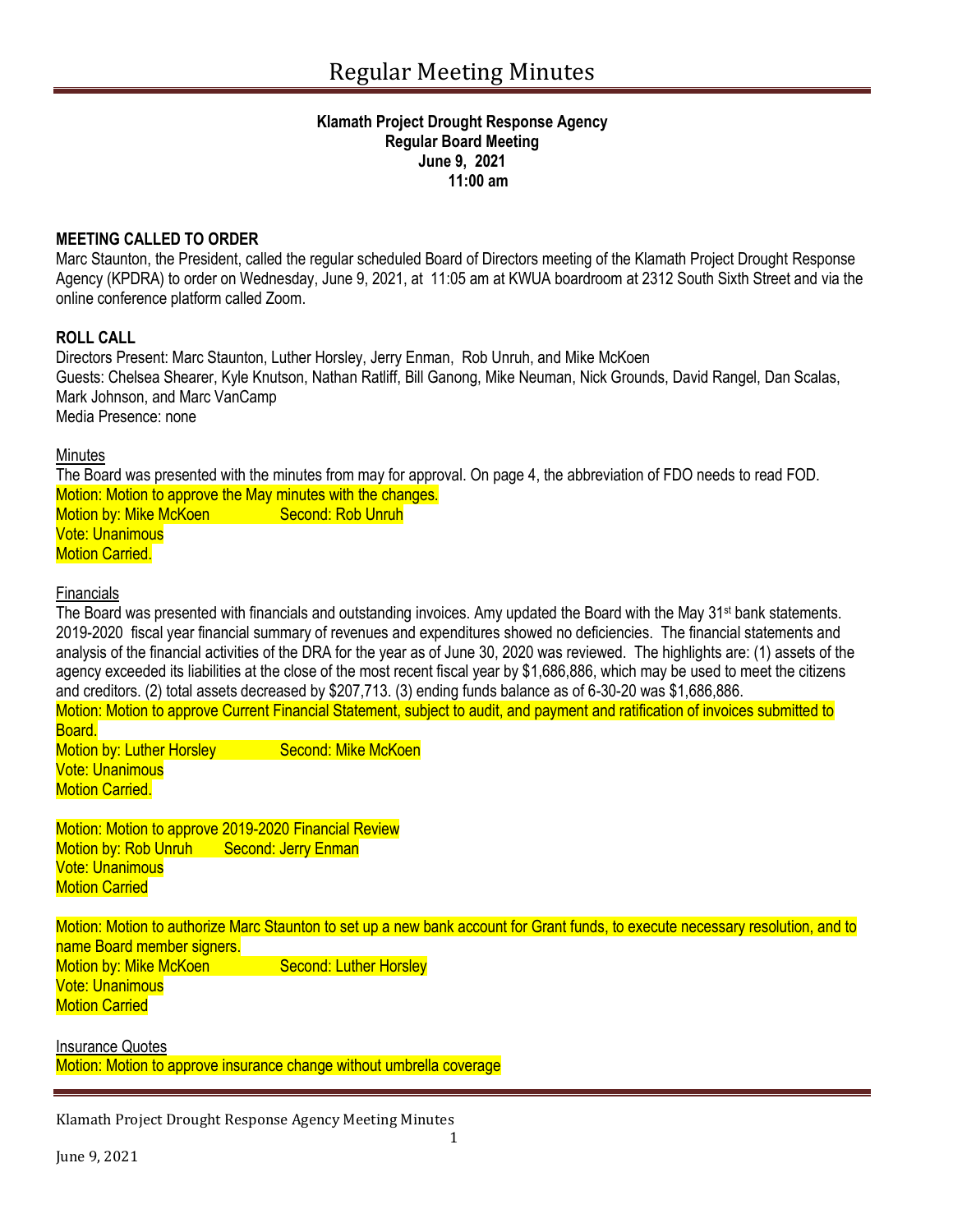# Regular Meeting Minutes

**Klamath Project Drought Response Agency**
**Regular Board Meeting**
**June 9, 2021**
**11:00 am**

**MEETING CALLED TO ORDER**

Marc Staunton, the President, called the regular scheduled Board of Directors meeting of the Klamath Project Drought Response Agency (KPDRA) to order on Wednesday, June 9, 2021, at 11:05 am at KWUA boardroom at 2312 South Sixth Street and via the online conference platform called Zoom.

**ROLL CALL**

Directors Present: Marc Staunton, Luther Horsley, Jerry Enman, Rob Unruh, and Mike McKoen
Guests: Chelsea Shearer, Kyle Knutson, Nathan Ratliff, Bill Ganong, Mike Neuman, Nick Grounds, David Rangel, Dan Scalas, Mark Johnson, and Marc VanCamp
Media Presence: none

Minutes

The Board was presented with the minutes from may for approval. On page 4, the abbreviation of FDO needs to read FOD.
Motion: Motion to approve the May minutes with the changes.
Motion by: Mike McKoen Second: Rob Unruh
Vote: Unanimous
Motion Carried.

Financials

The Board was presented with financials and outstanding invoices. Amy updated the Board with the May 31st bank statements. 2019-2020 fiscal year financial summary of revenues and expenditures showed no deficiencies. The financial statements and analysis of the financial activities of the DRA for the year as of June 30, 2020 was reviewed. The highlights are: (1) assets of the agency exceeded its liabilities at the close of the most recent fiscal year by $1,686,886, which may be used to meet the citizens and creditors. (2) total assets decreased by $207,713. (3) ending funds balance as of 6-30-20 was $1,686,886.
Motion: Motion to approve Current Financial Statement, subject to audit, and payment and ratification of invoices submitted to Board.
Motion by: Luther Horsley Second: Mike McKoen
Vote: Unanimous
Motion Carried.

Motion: Motion to approve 2019-2020 Financial Review
Motion by: Rob Unruh Second: Jerry Enman
Vote: Unanimous
Motion Carried

Motion: Motion to authorize Marc Staunton to set up a new bank account for Grant funds, to execute necessary resolution, and to name Board member signers.
Motion by: Mike McKoen Second: Luther Horsley
Vote: Unanimous
Motion Carried

Insurance Quotes

Motion: Motion to approve insurance change without umbrella coverage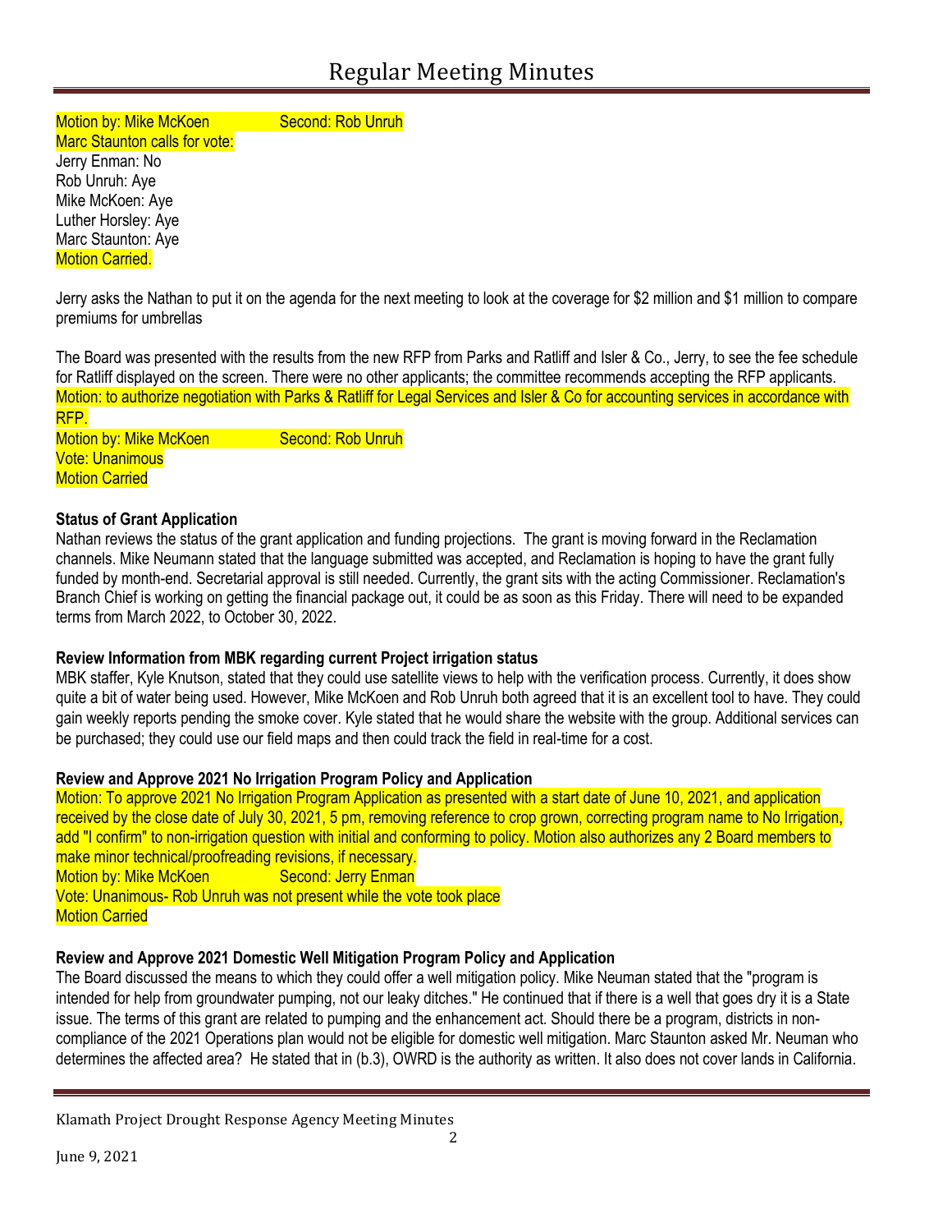Motion by: Mike McKoen Second: Rob Unruh
Marc Staunton calls for vote:
Jerry Enman: No
Rob Unruh: Aye
Mike McKoen: Aye
Luther Horsley: Aye
Marc Staunton: Aye
Motion Carried.

Jerry asks the Nathan to put it on the agenda for the next meeting to look at the coverage for $2 million and $1 million to compare premiums for umbrellas

The Board was presented with the results from the new RFP from Parks and Ratliff and Isler & Co., Jerry, to see the fee schedule for Ratliff displayed on the screen. There were no other applicants; the committee recommends accepting the RFP applicants.
Motion: to authorize negotiation with Parks & Ratliff for Legal Services and Isler & Co for accounting services in accordance with RFP.
Motion by: Mike McKoen Second: Rob Unruh
Vote: Unanimous
Motion Carried

**Status of Grant Application**

Nathan reviews the status of the grant application and funding projections. The grant is moving forward in the Reclamation channels. Mike Neumann stated that the language submitted was accepted, and Reclamation is hoping to have the grant fully funded by month-end. Secretarial approval is still needed. Currently, the grant sits with the acting Commissioner. Reclamation's Branch Chief is working on getting the financial package out, it could be as soon as this Friday. There will need to be expanded terms from March 2022, to October 30, 2022.

**Review Information from MBK regarding current Project irrigation status**

MBK staffer, Kyle Knutson, stated that they could use satellite views to help with the verification process. Currently, it does show quite a bit of water being used. However, Mike McKoen and Rob Unruh both agreed that it is an excellent tool to have. They could gain weekly reports pending the smoke cover. Kyle stated that he would share the website with the group. Additional services can be purchased; they could use our field maps and then could track the field in real-time for a cost.

**Review and Approve 2021 No Irrigation Program Policy and Application**

Motion: To approve 2021 No Irrigation Program Application as presented with a start date of June 10, 2021, and application received by the close date of July 30, 2021, 5 pm, removing reference to crop grown, correcting program name to No Irrigation, add "I confirm" to non-irrigation question with initial and conforming to policy. Motion also authorizes any 2 Board members to make minor technical/proofreading revisions, if necessary.
Motion by: Mike McKoen Second: Jerry Enman
Vote: Unanimous- Rob Unruh was not present while the vote took place
Motion Carried

**Review and Approve 2021 Domestic Well Mitigation Program Policy and Application**

The Board discussed the means to which they could offer a well mitigation policy. Mike Neuman stated that the "program is intended for help from groundwater pumping, not our leaky ditches." He continued that if there is a well that goes dry it is a State issue. The terms of this grant are related to pumping and the enhancement act. Should there be a program, districts in non-compliance of the 2021 Operations plan would not be eligible for domestic well mitigation. Marc Staunton asked Mr. Neuman who determines the affected area? He stated that in (b.3), OWRD is the authority as written. It also does not cover lands in California.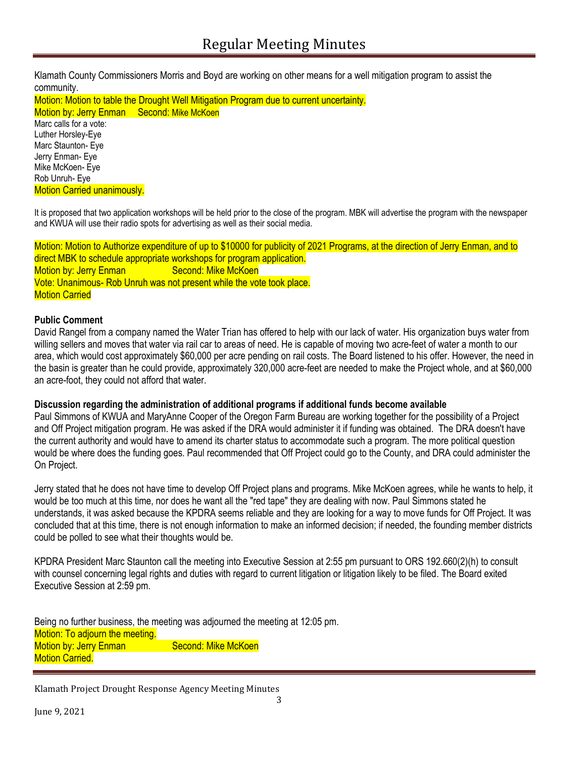Klamath County Commissioners Morris and Boyd are working on other means for a well mitigation program to assist the community.

Motion: Motion to table the Drought Well Mitigation Program due to current uncertainty.
Motion by: Jerry Enman Second: Mike McKoen
Marc calls for a vote:
Luther Horsley-Eye
Marc Staunton- Eye
Jerry Enman- Eye
Mike McKoen- Eye
Rob Unruh- Eye
Motion Carried unanimously.

It is proposed that two application workshops will be held prior to the close of the program. MBK will advertise the program with the newspaper and KWUA will use their radio spots for advertising as well as their social media.

Motion: Motion to Authorize expenditure of up to $10000 for publicity of 2021 Programs, at the direction of Jerry Enman, and to direct MBK to schedule appropriate workshops for program application.
Motion by: Jerry Enman Second: Mike McKoen
Vote: Unanimous- Rob Unruh was not present while the vote took place.
Motion Carried

**Public Comment**

David Rangel from a company named the Water Trian has offered to help with our lack of water. His organization buys water from willing sellers and moves that water via rail car to areas of need. He is capable of moving two acre-feet of water a month to our area, which would cost approximately $60,000 per acre pending on rail costs. The Board listened to his offer. However, the need in the basin is greater than he could provide, approximately 320,000 acre-feet are needed to make the Project whole, and at $60,000 an acre-foot, they could not afford that water.

**Discussion regarding the administration of additional programs if additional funds become available**

Paul Simmons of KWUA and MaryAnne Cooper of the Oregon Farm Bureau are working together for the possibility of a Project and Off Project mitigation program. He was asked if the DRA would administer it if funding was obtained. The DRA doesn't have the current authority and would have to amend its charter status to accommodate such a program. The more political question would be where does the funding goes. Paul recommended that Off Project could go to the County, and DRA could administer the On Project.

Jerry stated that he does not have time to develop Off Project plans and programs. Mike McKoen agrees, while he wants to help, it would be too much at this time, nor does he want all the "red tape" they are dealing with now. Paul Simmons stated he understands, it was asked because the KPDRA seems reliable and they are looking for a way to move funds for Off Project. It was concluded that at this time, there is not enough information to make an informed decision; if needed, the founding member districts could be polled to see what their thoughts would be.

KPDRA President Marc Staunton call the meeting into Executive Session at 2:55 pm pursuant to ORS 192.660(2)(h) to consult with counsel concerning legal rights and duties with regard to current litigation or litigation likely to be filed. The Board exited Executive Session at 2:59 pm.

Being no further business, the meeting was adjourned the meeting at 12:05 pm.
Motion: To adjourn the meeting.
Motion by: Jerry Enman Second: Mike McKoen
Motion Carried.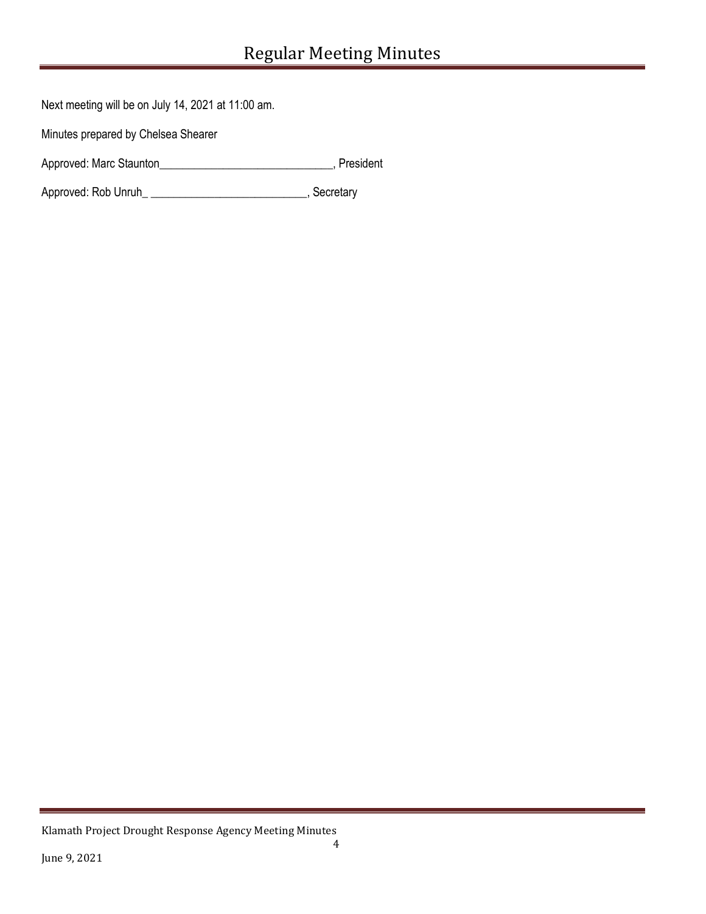Next meeting will be on July 14, 2021 at 11:00 am.

Minutes prepared by Chelsea Shearer

Approved: Marc Staunton______________________________, President

Approved: Rob Unruh_ ___________________________, Secretary